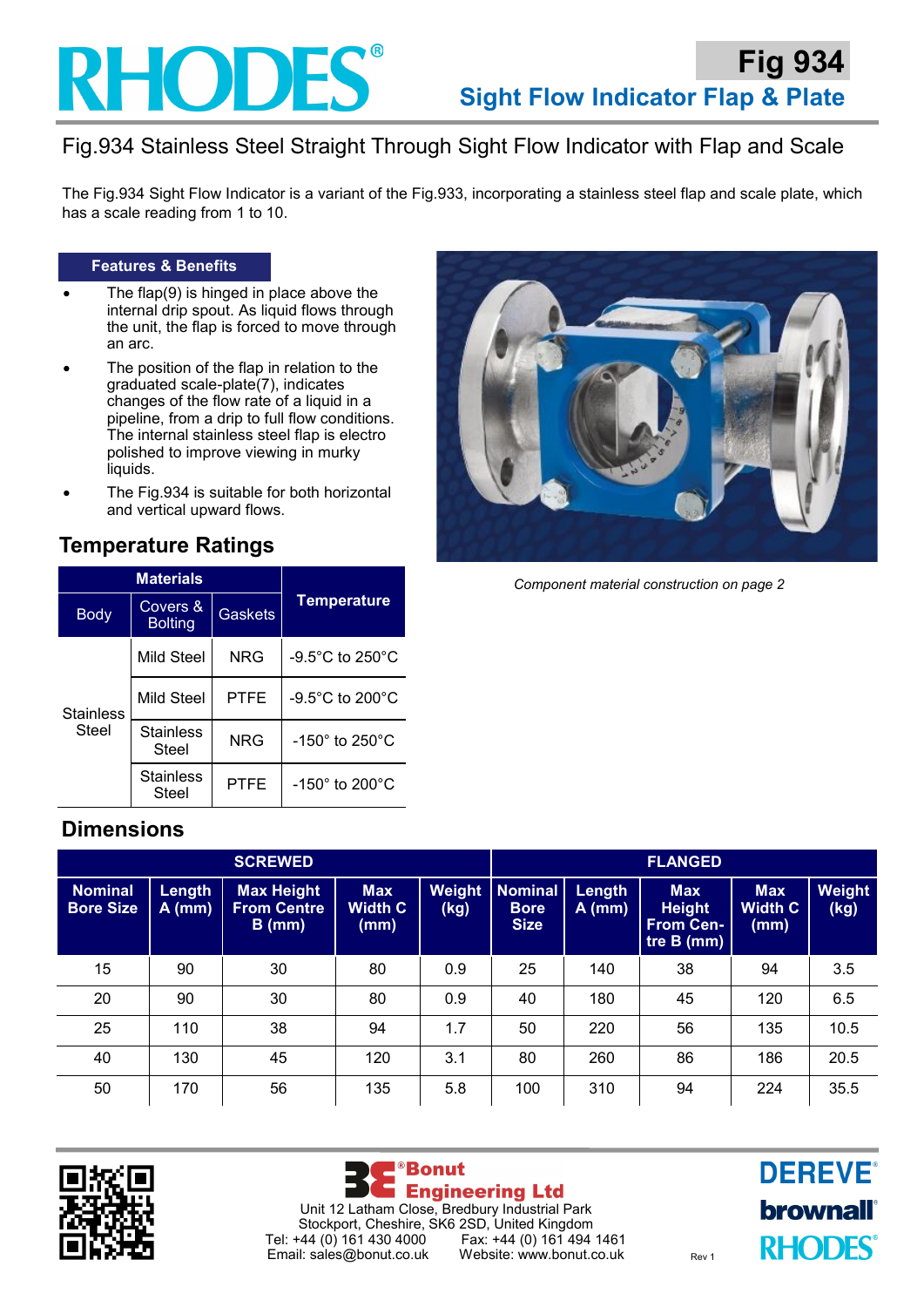# RHODES®

## Fig 934

## Sight Flow Indicator Flap & Plate

### Fig.934 Stainless Steel Straight Through Sight Flow Indicator with Flap and Scale

The Fig.934 Sight Flow Indicator is a variant of the Fig.933, incorporating a stainless steel flap and scale plate, which has a scale reading from 1 to 10.

**Features & Benefits**

- The flap(9) is hinged in place above the internal drip spout. As liquid flows through the unit, the flap is forced to move through an arc.
- The position of the flap in relation to the graduated scale-plate(7), indicates changes of the flow rate of a liquid in a pipeline, from a drip to full flow conditions. The internal stainless steel flap is electro polished to improve viewing in murky liquids.
- The Fig.934 is suitable for both horizontal and vertical upward flows.

*Component material construction on page 2*

## Temperature Ratings

| Materials | | | Temperature |
|---|---|---|---|
| Body | Covers & Bolting | Gaskets | |
| Stainless Steel | Mild Steel | NRG | -9.5°C to 250°C |
| | Mild Steel | PTFE | -9.5°C to 200°C |
| | Stainless Steel | NRG | -150° to 250°C |
| | Stainless Steel | PTFE | -150° to 200°C |

## Dimensions

| SCREWED | | | | | FLANGED | | | | |
|---|---|---|---|---|---|---|---|---|---|
| Nominal Bore Size | Length A (mm) | Max Height From Centre B (mm) | Max Width C (mm) | Weight (kg) | Nominal Bore Size | Length A (mm) | Max Height From Centre B (mm) | Max Width C (mm) | Weight (kg) |
| 15 | 90 | 30 | 80 | 0.9 | 25 | 140 | 38 | 94 | 3.5 |
| 20 | 90 | 30 | 80 | 0.9 | 40 | 180 | 45 | 120 | 6.5 |
| 25 | 110 | 38 | 94 | 1.7 | 50 | 220 | 56 | 135 | 10.5 |
| 40 | 130 | 45 | 120 | 3.1 | 80 | 260 | 86 | 186 | 20.5 |
| 50 | 170 | 56 | 135 | 5.8 | 100 | 310 | 94 | 224 | 35.5 |

**Bonut Engineering Ltd**
Unit 12 Latham Close, Bredbury Industrial Park
Stockport, Cheshire, SK6 2SD, United Kingdom
Tel: +44 (0) 161 430 4000 Fax: +44 (0) 161 494 1461
Email: sales@bonut.co.uk Website: www.bonut.co.uk

Rev 1

DEREVE® brownall® RHODES®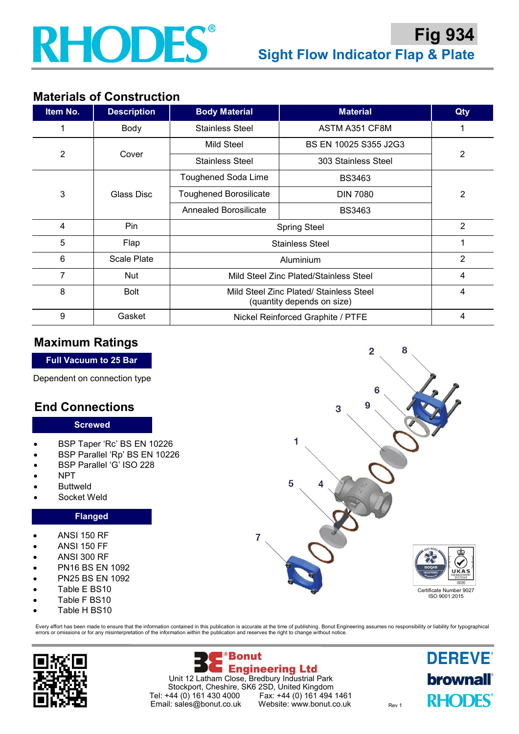# RHODES®

## Fig 934
## Sight Flow Indicator Flap & Plate

## Materials of Construction

| Item No. | Description | Body Material | Material | Qty |
|---|---|---|---|---|
| 1 | Body | Stainless Steel | ASTM A351 CF8M | 1 |
| 2 | Cover | Mild Steel | BS EN 10025 S355 J2G3 | 2 |
| | | Stainless Steel | 303 Stainless Steel | |
| 3 | Glass Disc | Toughened Soda Lime | BS3463 | 2 |
| | | Toughened Borosilicate | DIN 7080 | |
| | | Annealed Borosilicate | BS3463 | |
| 4 | Pin | Spring Steel | | 2 |
| 5 | Flap | Stainless Steel | | 1 |
| 6 | Scale Plate | Aluminium | | 2 |
| 7 | Nut | Mild Steel Zinc Plated/Stainless Steel | | 4 |
| 8 | Bolt | Mild Steel Zinc Plated/ Stainless Steel (quantity depends on size) | | 4 |
| 9 | Gasket | Nickel Reinforced Graphite / PTFE | | 4 |

## Maximum Ratings

**Full Vacuum to 25 Bar**

Dependent on connection type

## End Connections

**Screwed**

- BSP Taper 'Rc' BS EN 10226
- BSP Parallel 'Rp' BS EN 10226
- BSP Parallel 'G' ISO 228
- NPT
- Buttweld
- Socket Weld

**Flanged**

- ANSI 150 RF
- ANSI 150 FF
- ANSI 300 RF
- PN16 BS EN 1092
- PN25 BS EN 1092
- Table E BS10
- Table F BS10
- Table H BS10

2 8 6 3 9 1 5 4 7

Certificate Number 9027
ISO 9001:2015

Every effort has been made to ensure that the information contained in this publication is accurate at the time of publishing. Bonut Engineering assumes no responsibility or liability for typographical errors or omissions or for any misinterpretation of the information within the publication and reserves the right to change without notice.

**Bonut Engineering Ltd**
Unit 12 Latham Close, Bredbury Industrial Park
Stockport, Cheshire, SK6 2SD, United Kingdom
Tel: +44 (0) 161 430 4000 Fax: +44 (0) 161 494 1461
Email: sales@bonut.co.uk Website: www.bonut.co.uk

Rev 1

DEREVE® brownall® RHODES®